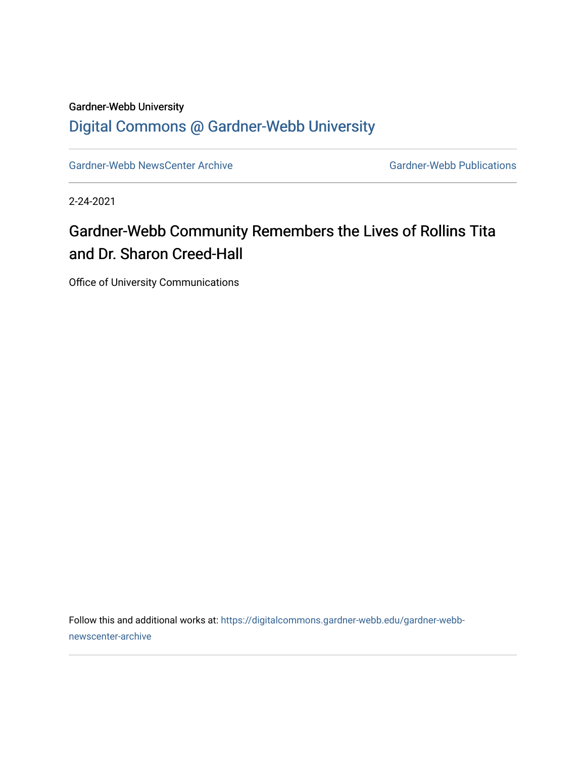Gardner-Webb University

Digital Commons @ Gardner-Webb University

Gardner-Webb NewsCenter Archive | Gardner-Webb Publications

2-24-2021

# Gardner-Webb Community Remembers the Lives of Rollins Tita and Dr. Sharon Creed-Hall

Office of University Communications

Follow this and additional works at: https://digitalcommons.gardner-webb.edu/gardner-webb-newscenter-archive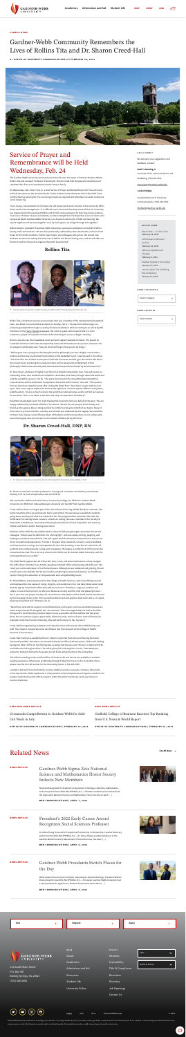CAMPUS NEWS

# Gardner-Webb Community Remembers the Lives of Rollins Tita and Dr. Sharon Creed-Hall

BY OFFICE OF UNIVERSITY COMMUNICATIONS // FEBRUARY 14, 2023

## Service of Prayer and Remembrance will be Held Wednesday, Feb. 24

### Rollins Tita

### Dr. Sharon Creed-Hall, DNP, RN

GOT A STORY?

We welcome your suggestions and feedback, contact:

**Noel T. Manning, II**

Associate VP for Communications and Marketing, (704) 406-3864

**Jackie Bridges**

Assistant Director of University Communications, (704) 406-3535

RECENT NEWS

NEWS CATEGORIES

Select Category

NEWS ARCHIVES

Select Month

PREVIOUS NEWS ARTICLE

Crossroads Camps Return to Gardner-Webb for Sold-Out Week in July

OFFICE OF UNIVERSITY COMMUNICATIONS // FEBRUARY 14, 2023

NEXT NEWS ARTICLE

Godbold College of Business Receives Top Ranking from U.S. News & World Report

OFFICE OF UNIVERSITY COMMUNICATIONS // FEBRUARY 14, 2023

## Related News

See All News

NEWS ARTICLE

### Gardner-Webb Sigma Zeta National Science and Mathematics Honor Society Inducts New Members

GWU COMMUNICATIONS // APRIL 7, 2023

NEWS ARTICLE

### President's 2022 Early Career Award Recognizes Social Sciences Professor

GWU COMMUNICATIONS // APRIL 5, 2023

NEWS ARTICLE

### Gardner-Webb Presidents Switch Places for the Day

GWU COMMUNICATIONS // APRIL 3, 2023

Visit | Request | Apply

GARDNER-WEBB UNIVERSITY

110 South Main Street
Boiling Springs, NC 28017
(704) 406-4000

ABOUT
About
Academics
Admissions and Aid
Directories
Student Life
University Police

UTILITY
Athletics
Accessibility
Title IX Compliance
Directories
Directory
Job Openings
Contact Us